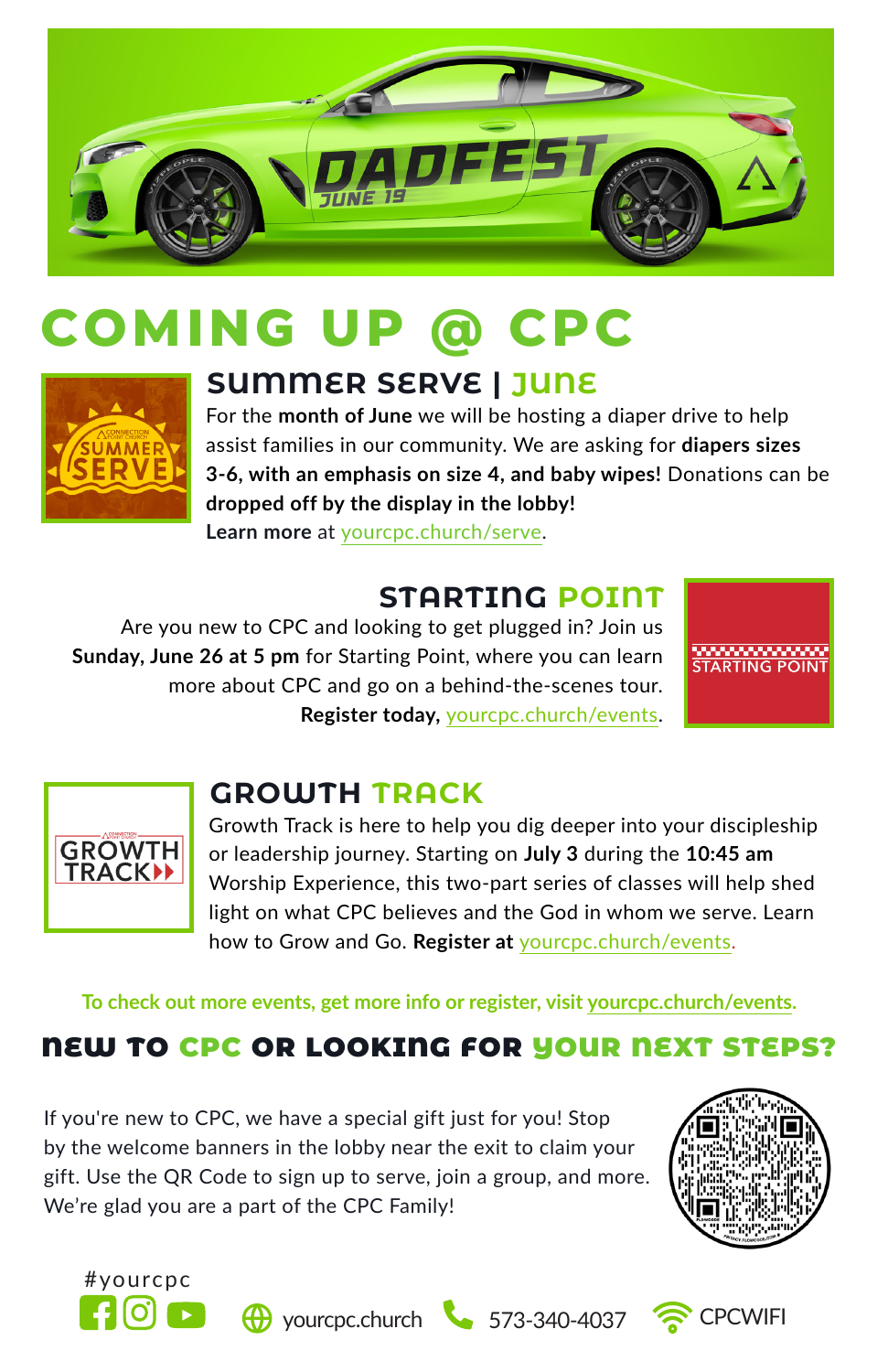# COMING UP @ CPC

## SUMMER SERVE | JUNE

For the **month of June** we will be hosting a diaper drive to help assist families in our community. We are asking for **diapers sizes 3-6, with an emphasis on size 4, and baby wipes!** Donations can be **dropped off by the display in the lobby!**
**Learn more** at yourcpc.church/serve.

## STARTING POINT

Are you new to CPC and looking to get plugged in? Join us **Sunday, June 26 at 5 pm** for Starting Point, where you can learn more about CPC and go on a behind-the-scenes tour.
**Register today,** yourcpc.church/events.

## GROWTH TRACK

Growth Track is here to help you dig deeper into your discipleship or leadership journey. Starting on **July 3** during the **10:45 am** Worship Experience, this two-part series of classes will help shed light on what CPC believes and the God in whom we serve. Learn how to Grow and Go. **Register at** yourcpc.church/events.

To check out more events, get more info or register, visit yourcpc.church/events.

## NEW TO CPC OR LOOKING FOR YOUR NEXT STEPS?

If you're new to CPC, we have a special gift just for you! Stop by the welcome banners in the lobby near the exit to claim your gift. Use the QR Code to sign up to serve, join a group, and more. We're glad you are a part of the CPC Family!

#yourcpc

yourcpc.church 573-340-4037 CPCWIFI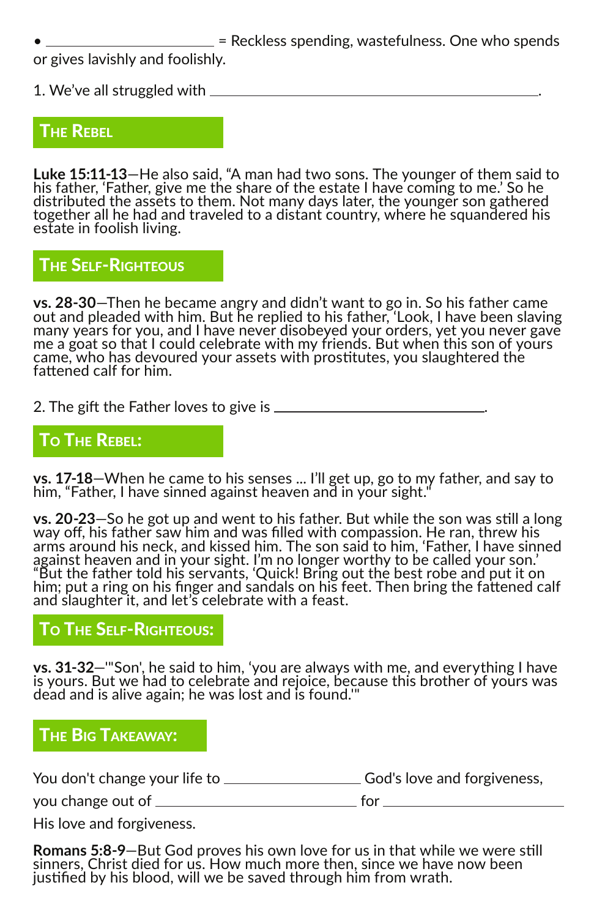- _______________ = Reckless spending, wastefulness. One who spends or gives lavishly and foolishly.

1. We've all struggled with ______________________________.

## The Rebel

**Luke 15:11-13**—He also said, "A man had two sons. The younger of them said to his father, 'Father, give me the share of the estate I have coming to me.' So he distributed the assets to them. Not many days later, the younger son gathered together all he had and traveled to a distant country, where he squandered his estate in foolish living.

## The Self-Righteous

**vs. 28-30**—Then he became angry and didn't want to go in. So his father came out and pleaded with him. But he replied to his father, 'Look, I have been slaving many years for you, and I have never disobeyed your orders, yet you never gave me a goat so that I could celebrate with my friends. But when this son of yours came, who has devoured your assets with prostitutes, you slaughtered the fattened calf for him.

2. The gift the Father loves to give is ____________________.

## To The Rebel:

**vs. 17-18**—When he came to his senses ... I'll get up, go to my father, and say to him, "Father, I have sinned against heaven and in your sight."

**vs. 20-23**—So he got up and went to his father. But while the son was still a long way off, his father saw him and was filled with compassion. He ran, threw his arms around his neck, and kissed him. The son said to him, 'Father, I have sinned against heaven and in your sight. I'm no longer worthy to be called your son.' "But the father told his servants, 'Quick! Bring out the best robe and put it on him; put a ring on his finger and sandals on his feet. Then bring the fattened calf and slaughter it, and let's celebrate with a feast.

## To The Self-Righteous:

**vs. 31-32**—'"Son', he said to him, 'you are always with me, and everything I have is yours. But we had to celebrate and rejoice, because this brother of yours was dead and is alive again; he was lost and is found.'"

## The Big Takeaway:

You don't change your life to ______________ God's love and forgiveness, you change out of ____________________ for ____________________ His love and forgiveness.

**Romans 5:8-9**—But God proves his own love for us in that while we were still sinners, Christ died for us. How much more then, since we have now been justified by his blood, will we be saved through him from wrath.